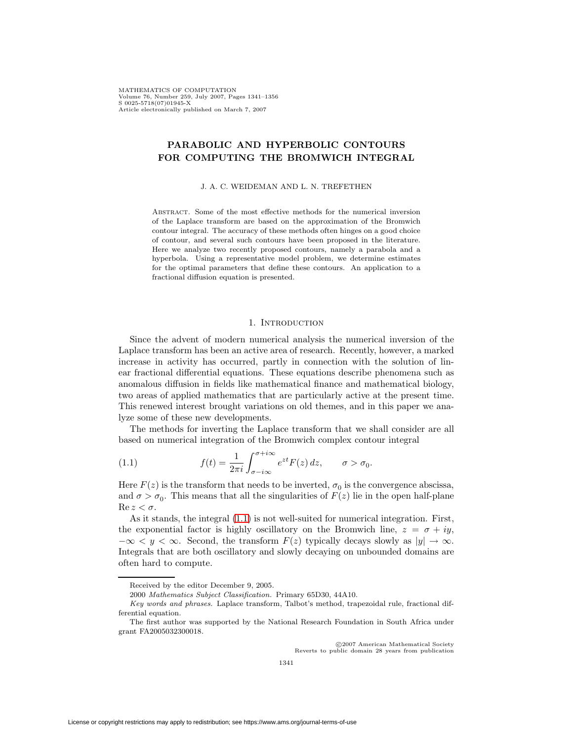# PARABOLIC AND HYPERBOLIC CONTOURS FOR COMPUTING THE BROMWICH INTEGRAL

J. A. C. WEIDEMAN AND L. N. TREFETHEN

ABSTRACT. Some of the most effective methods for the numerical inversion of the Laplace transform are based on the approximation of the Bromwich contour integral. The accuracy of these methods often hinges on a good choice of contour, and several such contours have been proposed in the literature. Here we analyze two recently proposed contours, namely a parabola and a hyperbola. Using a representative model problem, we determine estimates for the optimal parameters that define these contours. An application to a fractional diffusion equation is presented.

## 1. INTRODUCTION

Since the advent of modern numerical analysis the numerical inversion of the Laplace transform has been an active area of research. Recently, however, a marked increase in activity has occurred, partly in connection with the solution of linear fractional differential equations. These equations describe phenomena such as anomalous diffusion in fields like mathematical finance and mathematical biology, two areas of applied mathematics that are particularly active at the present time. This renewed interest brought variations on old themes, and in this paper we analyze some of these new developments.

The methods for inverting the Laplace transform that we shall consider are all based on numerical integration of the Bromwich complex contour integral

$$f(t) = \frac{1}{2\pi i} \int_{\sigma - i\infty}^{\sigma + i\infty} e^{zt} F(z)\, dz, \qquad \sigma > \sigma_0. \tag{1.1}$$

Here $F(z)$ is the transform that needs to be inverted, $\sigma_0$ is the convergence abscissa, and $\sigma > \sigma_0$. This means that all the singularities of $F(z)$ lie in the open half-plane $\operatorname{Re} z < \sigma$.

As it stands, the integral (1.1) is not well-suited for numerical integration. First, the exponential factor is highly oscillatory on the Bromwich line, $z = \sigma + iy$, $-\infty < y < \infty$. Second, the transform $F(z)$ typically decays slowly as $|y| \to \infty$. Integrals that are both oscillatory and slowly decaying on unbounded domains are often hard to compute.

Received by the editor December 9, 2005.

2000 *Mathematics Subject Classification.* Primary 65D30, 44A10.

*Key words and phrases.* Laplace transform, Talbot's method, trapezoidal rule, fractional differential equation.

The first author was supported by the National Research Foundation in South Africa under grant FA2005032300018.

©2007 American Mathematical Society
Reverts to public domain 28 years from publication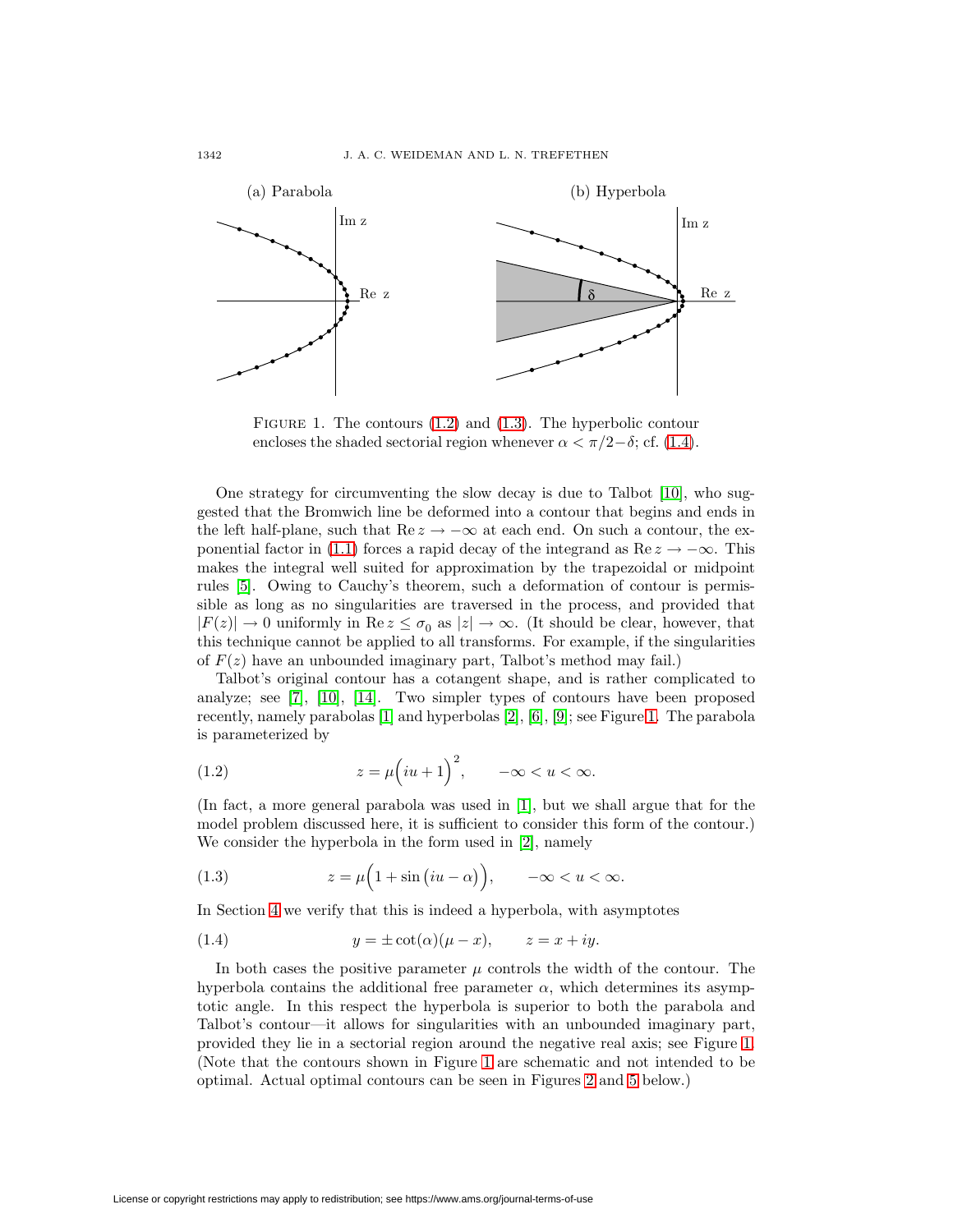FIGURE 1. The contours (1.2) and (1.3). The hyperbolic contour encloses the shaded sectorial region whenever $\alpha < \pi/2 - \delta$; cf. (1.4).

One strategy for circumventing the slow decay is due to Talbot [10], who suggested that the Bromwich line be deformed into a contour that begins and ends in the left half-plane, such that $\operatorname{Re} z \to -\infty$ at each end. On such a contour, the exponential factor in (1.1) forces a rapid decay of the integrand as $\operatorname{Re} z \to -\infty$. This makes the integral well suited for approximation by the trapezoidal or midpoint rules [5]. Owing to Cauchy's theorem, such a deformation of contour is permissible as long as no singularities are traversed in the process, and provided that $|F(z)| \to 0$ uniformly in $\operatorname{Re} z \leq \sigma_0$ as $|z| \to \infty$. (It should be clear, however, that this technique cannot be applied to all transforms. For example, if the singularities of $F(z)$ have an unbounded imaginary part, Talbot's method may fail.)

Talbot's original contour has a cotangent shape, and is rather complicated to analyze; see [7], [10], [14]. Two simpler types of contours have been proposed recently, namely parabolas [1] and hyperbolas [2], [6], [9]; see Figure 1. The parabola is parameterized by

$$z = \mu\Big(iu + 1\Big)^2, \qquad -\infty < u < \infty. \tag{1.2}$$

(In fact, a more general parabola was used in [1], but we shall argue that for the model problem discussed here, it is sufficient to consider this form of the contour.) We consider the hyperbola in the form used in [2], namely

$$z = \mu\Big(1 + \sin\big(iu - \alpha\big)\Big), \qquad -\infty < u < \infty. \tag{1.3}$$

In Section 4 we verify that this is indeed a hyperbola, with asymptotes

$$y = \pm \cot(\alpha)(\mu - x), \qquad z = x + iy. \tag{1.4}$$

In both cases the positive parameter $\mu$ controls the width of the contour. The hyperbola contains the additional free parameter $\alpha$, which determines its asymptotic angle. In this respect the hyperbola is superior to both the parabola and Talbot's contour—it allows for singularities with an unbounded imaginary part, provided they lie in a sectorial region around the negative real axis; see Figure 1. (Note that the contours shown in Figure 1 are schematic and not intended to be optimal. Actual optimal contours can be seen in Figures 2 and 5 below.)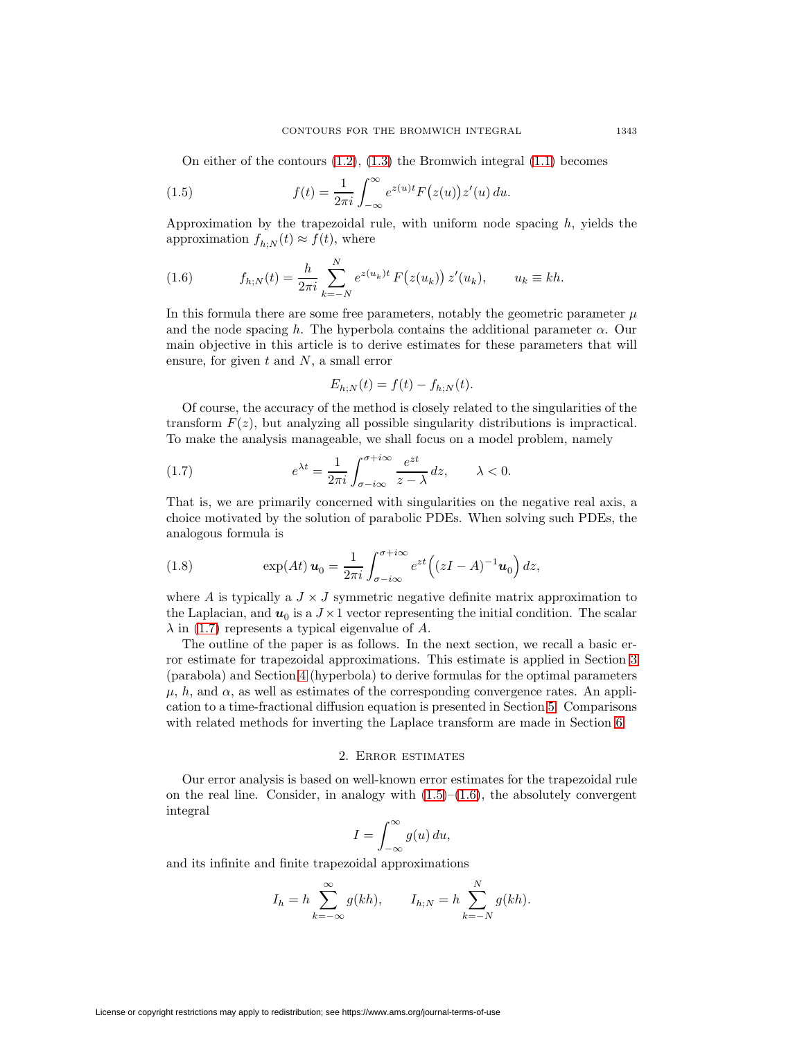On either of the contours (1.2), (1.3) the Bromwich integral (1.1) becomes

$$f(t) = \frac{1}{2\pi i}\int_{-\infty}^{\infty} e^{z(u)t}F\big(z(u)\big)z'(u)\,du. \tag{1.5}$$

Approximation by the trapezoidal rule, with uniform node spacing $h$, yields the approximation $f_{h;N}(t) \approx f(t)$, where

$$f_{h;N}(t) = \frac{h}{2\pi i}\sum_{k=-N}^{N} e^{z(u_k)t}\,F\big(z(u_k)\big)\,z'(u_k), \qquad u_k \equiv kh. \tag{1.6}$$

In this formula there are some free parameters, notably the geometric parameter $\mu$ and the node spacing $h$. The hyperbola contains the additional parameter $\alpha$. Our main objective in this article is to derive estimates for these parameters that will ensure, for given $t$ and $N$, a small error

$$E_{h;N}(t) = f(t) - f_{h;N}(t).$$

Of course, the accuracy of the method is closely related to the singularities of the transform $F(z)$, but analyzing all possible singularity distributions is impractical. To make the analysis manageable, we shall focus on a model problem, namely

$$e^{\lambda t} = \frac{1}{2\pi i}\int_{\sigma-i\infty}^{\sigma+i\infty}\frac{e^{zt}}{z-\lambda}\,dz, \qquad \lambda < 0. \tag{1.7}$$

That is, we are primarily concerned with singularities on the negative real axis, a choice motivated by the solution of parabolic PDEs. When solving such PDEs, the analogous formula is

$$\exp(At)\,\boldsymbol{u}_0 = \frac{1}{2\pi i}\int_{\sigma-i\infty}^{\sigma+i\infty} e^{zt}\Big((zI-A)^{-1}\boldsymbol{u}_0\Big)\,dz, \tag{1.8}$$

where $A$ is typically a $J\times J$ symmetric negative definite matrix approximation to the Laplacian, and $\boldsymbol{u}_0$ is a $J\times 1$ vector representing the initial condition. The scalar $\lambda$ in (1.7) represents a typical eigenvalue of $A$.

The outline of the paper is as follows. In the next section, we recall a basic error estimate for trapezoidal approximations. This estimate is applied in Section 3 (parabola) and Section 4 (hyperbola) to derive formulas for the optimal parameters $\mu$, $h$, and $\alpha$, as well as estimates of the corresponding convergence rates. An application to a time-fractional diffusion equation is presented in Section 5. Comparisons with related methods for inverting the Laplace transform are made in Section 6.

## 2. Error estimates

Our error analysis is based on well-known error estimates for the trapezoidal rule on the real line. Consider, in analogy with (1.5)–(1.6), the absolutely convergent integral

$$I = \int_{-\infty}^{\infty} g(u)\,du,$$

and its infinite and finite trapezoidal approximations

$$I_h = h\sum_{k=-\infty}^{\infty} g(kh), \qquad I_{h;N} = h\sum_{k=-N}^{N} g(kh).$$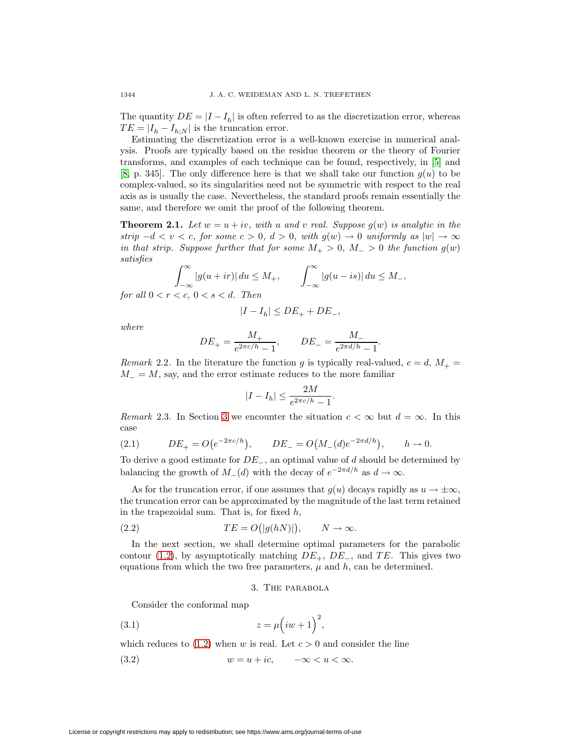The quantity $DE = |I - I_h|$ is often referred to as the discretization error, whereas $TE = |I_h - I_{h;N}|$ is the truncation error.

Estimating the discretization error is a well-known exercise in numerical analysis. Proofs are typically based on the residue theorem or the theory of Fourier transforms, and examples of each technique can be found, respectively, in [5] and [8, p. 345]. The only difference here is that we shall take our function $g(u)$ to be complex-valued, so its singularities need not be symmetric with respect to the real axis as is usually the case. Nevertheless, the standard proofs remain essentially the same, and therefore we omit the proof of the following theorem.

**Theorem 2.1.** *Let $w = u + iv$, with $u$ and $v$ real. Suppose $g(w)$ is analytic in the strip $-d < v < c$, for some $c > 0$, $d > 0$, with $g(w) \to 0$ uniformly as $|w| \to \infty$ in that strip. Suppose further that for some $M_+ > 0$, $M_- > 0$ the function $g(w)$ satisfies*

$$\int_{-\infty}^{\infty} |g(u + ir)|\, du \le M_+, \qquad \int_{-\infty}^{\infty} |g(u - is)|\, du \le M_-,$$

*for all $0 < r < c$, $0 < s < d$. Then*

$$|I - I_h| \le DE_+ + DE_-,$$

*where*

$$DE_+ = \frac{M_+}{e^{2\pi c/h} - 1}, \qquad DE_- = \frac{M_-}{e^{2\pi d/h} - 1}.$$

*Remark* 2.2. In the literature the function $g$ is typically real-valued, $c = d$, $M_+ = M_- = M$, say, and the error estimate reduces to the more familiar

$$|I - I_h| \le \frac{2M}{e^{2\pi c/h} - 1}.$$

*Remark* 2.3. In Section 3 we encounter the situation $c < \infty$ but $d = \infty$. In this case

$$DE_+ = O\big(e^{-2\pi c/h}\big), \qquad DE_- = O\big(M_-(d) e^{-2\pi d/h}\big), \qquad h \to 0. \tag{2.1}$$

To derive a good estimate for $DE_-$, an optimal value of $d$ should be determined by balancing the growth of $M_-(d)$ with the decay of $e^{-2\pi d/h}$ as $d \to \infty$.

As for the truncation error, if one assumes that $g(u)$ decays rapidly as $u \to \pm\infty$, the truncation error can be approximated by the magnitude of the last term retained in the trapezoidal sum. That is, for fixed $h$,

$$TE = O\big(|g(hN)|\big), \qquad N \to \infty. \tag{2.2}$$

In the next section, we shall determine optimal parameters for the parabolic contour (1.2), by asymptotically matching $DE_+$, $DE_-$, and $TE$. This gives two equations from which the two free parameters, $\mu$ and $h$, can be determined.

## 3. The parabola

Consider the conformal map

$$z = \mu\Big(iw + 1\Big)^2, \tag{3.1}$$

which reduces to (1.2) when $w$ is real. Let $c > 0$ and consider the line

$$w = u + ic, \qquad -\infty < u < \infty. \tag{3.2}$$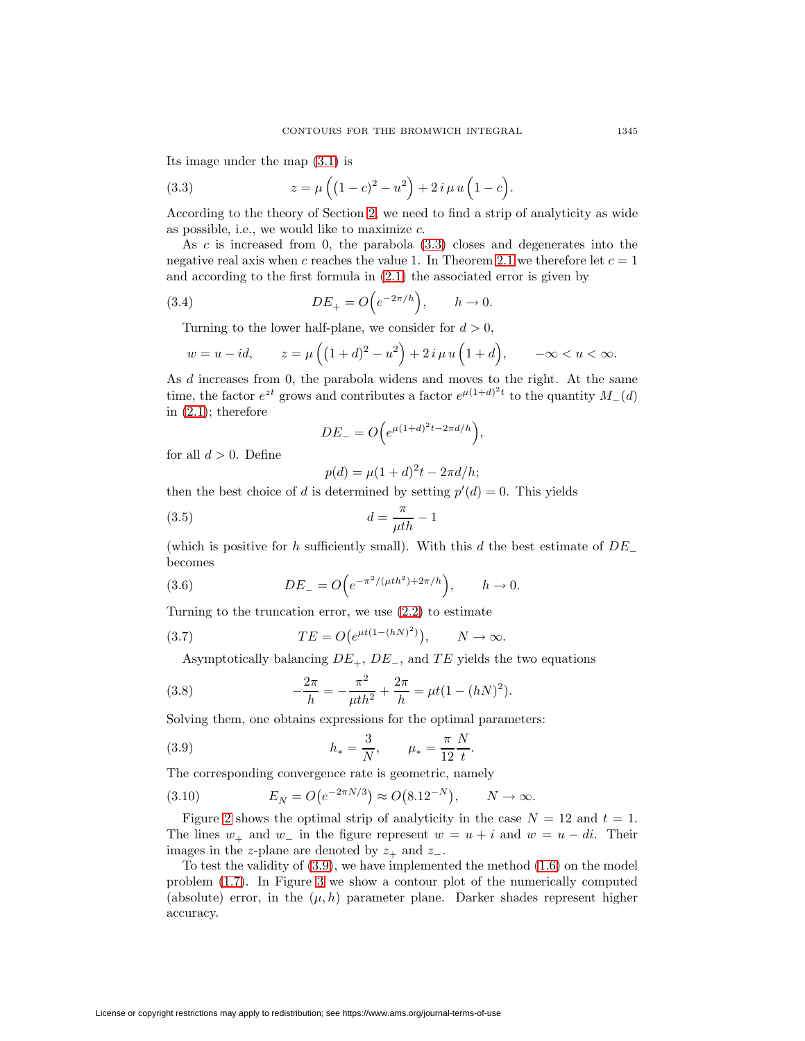Its image under the map (3.1) is

$$z = \mu\Big((1-c)^2 - u^2\Big) + 2\,i\,\mu\,u\Big(1-c\Big). \tag{3.3}$$

According to the theory of Section 2, we need to find a strip of analyticity as wide as possible, i.e., we would like to maximize $c$.

As $c$ is increased from 0, the parabola (3.3) closes and degenerates into the negative real axis when $c$ reaches the value 1. In Theorem 2.1 we therefore let $c = 1$ and according to the first formula in (2.1) the associated error is given by

$$DE_+ = O\Big(e^{-2\pi/h}\Big), \qquad h \to 0. \tag{3.4}$$

Turning to the lower half-plane, we consider for $d > 0$,

$$w = u - id, \qquad z = \mu\Big((1+d)^2 - u^2\Big) + 2\,i\,\mu\,u\Big(1+d\Big), \qquad -\infty < u < \infty.$$

As $d$ increases from 0, the parabola widens and moves to the right. At the same time, the factor $e^{zt}$ grows and contributes a factor $e^{\mu(1+d)^2 t}$ to the quantity $M_-(d)$ in (2.1); therefore

$$DE_- = O\Big(e^{\mu(1+d)^2 t - 2\pi d/h}\Big),$$

for all $d > 0$. Define

$$p(d) = \mu(1+d)^2 t - 2\pi d/h;$$

then the best choice of $d$ is determined by setting $p'(d) = 0$. This yields

$$d = \frac{\pi}{\mu t h} - 1 \tag{3.5}$$

(which is positive for $h$ sufficiently small). With this $d$ the best estimate of $DE_-$ becomes

$$DE_- = O\Big(e^{-\pi^2/(\mu t h^2) + 2\pi/h}\Big), \qquad h \to 0. \tag{3.6}$$

Turning to the truncation error, we use (2.2) to estimate

$$TE = O\big(e^{\mu t(1-(hN)^2)}\big), \qquad N \to \infty. \tag{3.7}$$

Asymptotically balancing $DE_+$, $DE_-$, and $TE$ yields the two equations

$$-\frac{2\pi}{h} = -\frac{\pi^2}{\mu t h^2} + \frac{2\pi}{h} = \mu t(1 - (hN)^2). \tag{3.8}$$

Solving them, one obtains expressions for the optimal parameters:

$$h_* = \frac{3}{N}, \qquad \mu_* = \frac{\pi}{12}\frac{N}{t}. \tag{3.9}$$

The corresponding convergence rate is geometric, namely

$$E_N = O\big(e^{-2\pi N/3}\big) \approx O\big(8.12^{-N}\big), \qquad N \to \infty. \tag{3.10}$$

Figure 2 shows the optimal strip of analyticity in the case $N = 12$ and $t = 1$. The lines $w_+$ and $w_-$ in the figure represent $w = u + i$ and $w = u - di$. Their images in the $z$-plane are denoted by $z_+$ and $z_-$.

To test the validity of (3.9), we have implemented the method (1.6) on the model problem (1.7). In Figure 3 we show a contour plot of the numerically computed (absolute) error, in the $(\mu, h)$ parameter plane. Darker shades represent higher accuracy.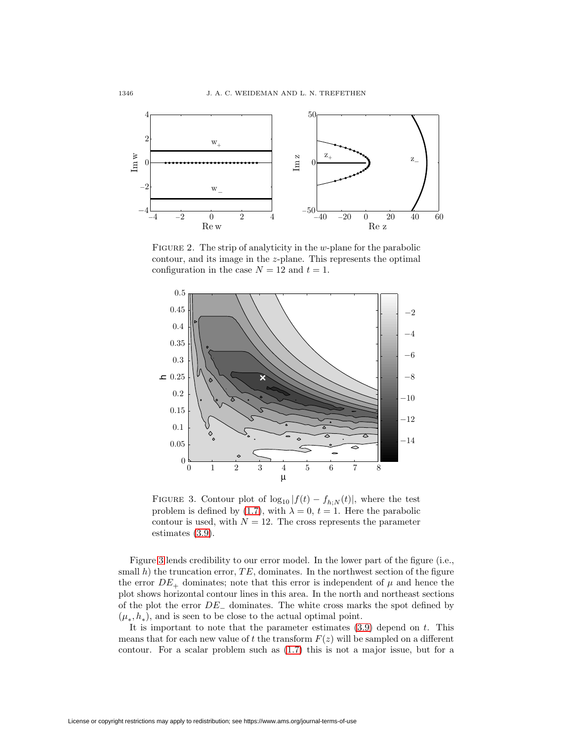FIGURE 2. The strip of analyticity in the $w$-plane for the parabolic contour, and its image in the $z$-plane. This represents the optimal configuration in the case $N = 12$ and $t = 1$.

FIGURE 3. Contour plot of $\log_{10} |f(t) - f_{h;N}(t)|$, where the test problem is defined by (1.7), with $\lambda = 0$, $t = 1$. Here the parabolic contour is used, with $N = 12$. The cross represents the parameter estimates (3.9).

Figure 3 lends credibility to our error model. In the lower part of the figure (i.e., small $h$) the truncation error, $TE$, dominates. In the northwest section of the figure the error $DE_+$ dominates; note that this error is independent of $\mu$ and hence the plot shows horizontal contour lines in this area. In the north and northeast sections of the plot the error $DE_-$ dominates. The white cross marks the spot defined by $(\mu_*, h_*)$, and is seen to be close to the actual optimal point.

It is important to note that the parameter estimates (3.9) depend on $t$. This means that for each new value of $t$ the transform $F(z)$ will be sampled on a different contour. For a scalar problem such as (1.7) this is not a major issue, but for a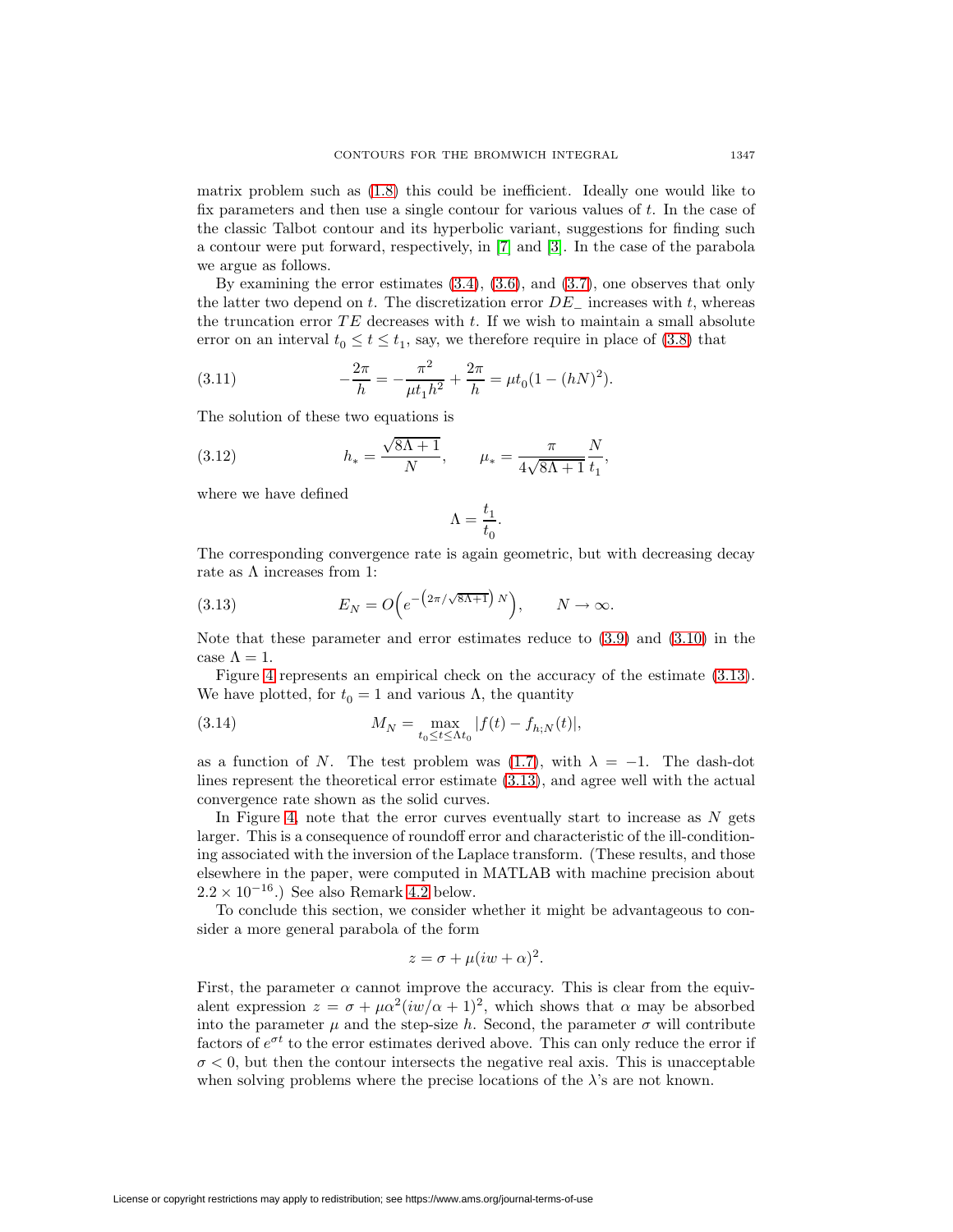matrix problem such as (1.8) this could be inefficient. Ideally one would like to fix parameters and then use a single contour for various values of $t$. In the case of the classic Talbot contour and its hyperbolic variant, suggestions for finding such a contour were put forward, respectively, in [7] and [3]. In the case of the parabola we argue as follows.

By examining the error estimates (3.4), (3.6), and (3.7), one observes that only the latter two depend on $t$. The discretization error $DE_-$ increases with $t$, whereas the truncation error $TE$ decreases with $t$. If we wish to maintain a small absolute error on an interval $t_0 \leq t \leq t_1$, say, we therefore require in place of (3.8) that

$$-\frac{2\pi}{h} = -\frac{\pi^2}{\mu t_1 h^2} + \frac{2\pi}{h} = \mu t_0 (1 - (hN)^2). \tag{3.11}$$

The solution of these two equations is

$$h_* = \frac{\sqrt{8\Lambda + 1}}{N}, \qquad \mu_* = \frac{\pi}{4\sqrt{8\Lambda + 1}} \frac{N}{t_1}, \tag{3.12}$$

where we have defined

$$\Lambda = \frac{t_1}{t_0}.$$

The corresponding convergence rate is again geometric, but with decreasing decay rate as $\Lambda$ increases from 1:

$$E_N = O\Big(e^{-\left(2\pi/\sqrt{8\Lambda+1}\right) N}\Big), \qquad N \to \infty. \tag{3.13}$$

Note that these parameter and error estimates reduce to (3.9) and (3.10) in the case $\Lambda = 1$.

Figure 4 represents an empirical check on the accuracy of the estimate (3.13). We have plotted, for $t_0 = 1$ and various $\Lambda$, the quantity

$$M_N = \max_{t_0 \leq t \leq \Lambda t_0} |f(t) - f_{h;N}(t)|, \tag{3.14}$$

as a function of $N$. The test problem was (1.7), with $\lambda = -1$. The dash-dot lines represent the theoretical error estimate (3.13), and agree well with the actual convergence rate shown as the solid curves.

In Figure 4, note that the error curves eventually start to increase as $N$ gets larger. This is a consequence of roundoff error and characteristic of the ill-conditioning associated with the inversion of the Laplace transform. (These results, and those elsewhere in the paper, were computed in MATLAB with machine precision about $2.2 \times 10^{-16}$.) See also Remark 4.2 below.

To conclude this section, we consider whether it might be advantageous to consider a more general parabola of the form

$$z = \sigma + \mu(iw + \alpha)^2.$$

First, the parameter $\alpha$ cannot improve the accuracy. This is clear from the equivalent expression $z = \sigma + \mu\alpha^2(iw/\alpha + 1)^2$, which shows that $\alpha$ may be absorbed into the parameter $\mu$ and the step-size $h$. Second, the parameter $\sigma$ will contribute factors of $e^{\sigma t}$ to the error estimates derived above. This can only reduce the error if $\sigma < 0$, but then the contour intersects the negative real axis. This is unacceptable when solving problems where the precise locations of the $\lambda$'s are not known.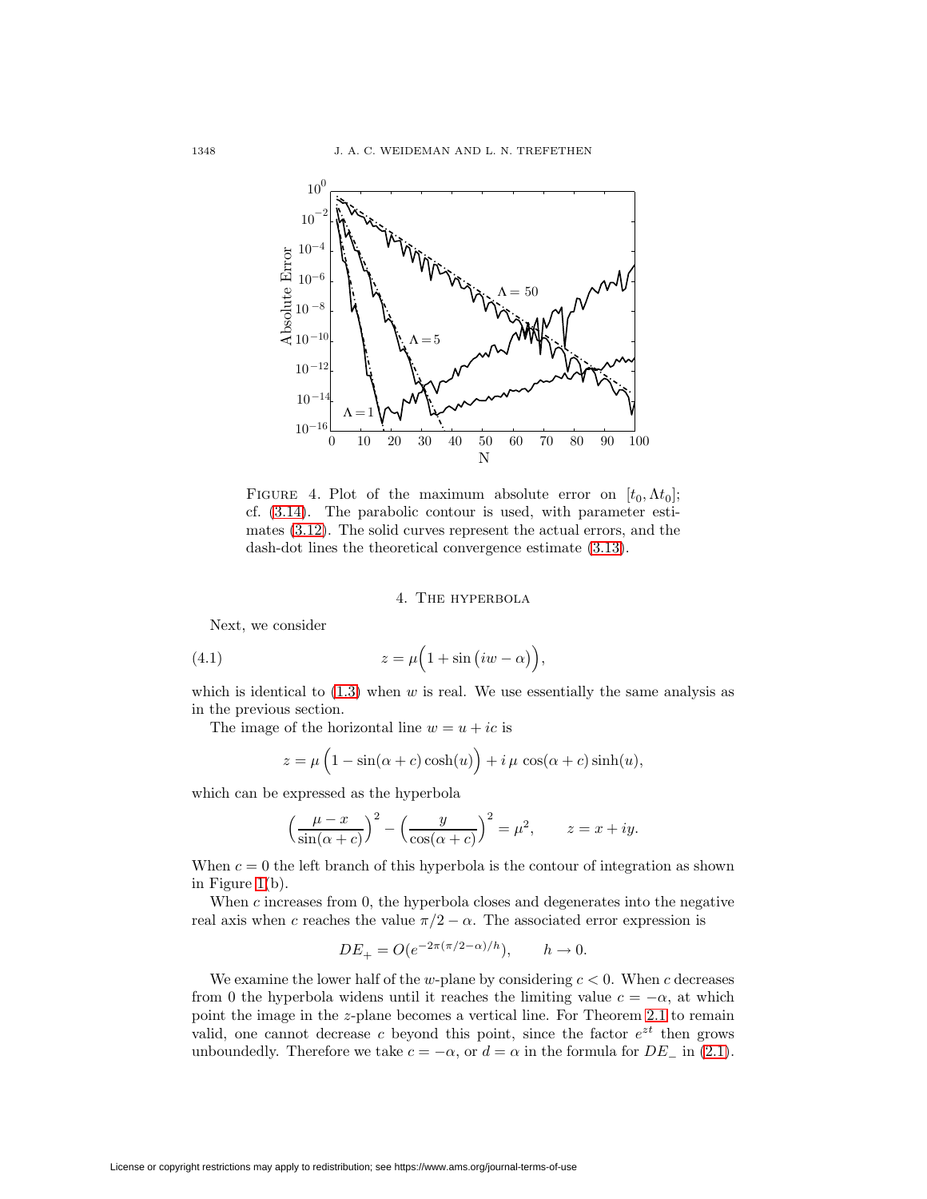FIGURE 4. Plot of the maximum absolute error on $[t_0, \Lambda t_0]$; cf. (3.14). The parabolic contour is used, with parameter estimates (3.12). The solid curves represent the actual errors, and the dash-dot lines the theoretical convergence estimate (3.13).

## 4. The hyperbola

Next, we consider

$$z = \mu\Big(1 + \sin\big(iw - \alpha\big)\Big), \tag{4.1}$$

which is identical to (1.3) when $w$ is real. We use essentially the same analysis as in the previous section.

The image of the horizontal line $w = u + ic$ is

$$z = \mu\left(1 - \sin(\alpha + c)\cosh(u)\right) + i\,\mu\,\cos(\alpha + c)\sinh(u),$$

which can be expressed as the hyperbola

$$\Big(\frac{\mu - x}{\sin(\alpha + c)}\Big)^2 - \Big(\frac{y}{\cos(\alpha + c)}\Big)^2 = \mu^2, \qquad z = x + iy.$$

When $c = 0$ the left branch of this hyperbola is the contour of integration as shown in Figure 1(b).

When $c$ increases from 0, the hyperbola closes and degenerates into the negative real axis when $c$ reaches the value $\pi/2 - \alpha$. The associated error expression is

$$DE_+ = O(e^{-2\pi(\pi/2-\alpha)/h}), \qquad h \to 0.$$

We examine the lower half of the $w$-plane by considering $c < 0$. When $c$ decreases from 0 the hyperbola widens until it reaches the limiting value $c = -\alpha$, at which point the image in the $z$-plane becomes a vertical line. For Theorem 2.1 to remain valid, one cannot decrease $c$ beyond this point, since the factor $e^{zt}$ then grows unboundedly. Therefore we take $c = -\alpha$, or $d = \alpha$ in the formula for $DE_-$ in (2.1).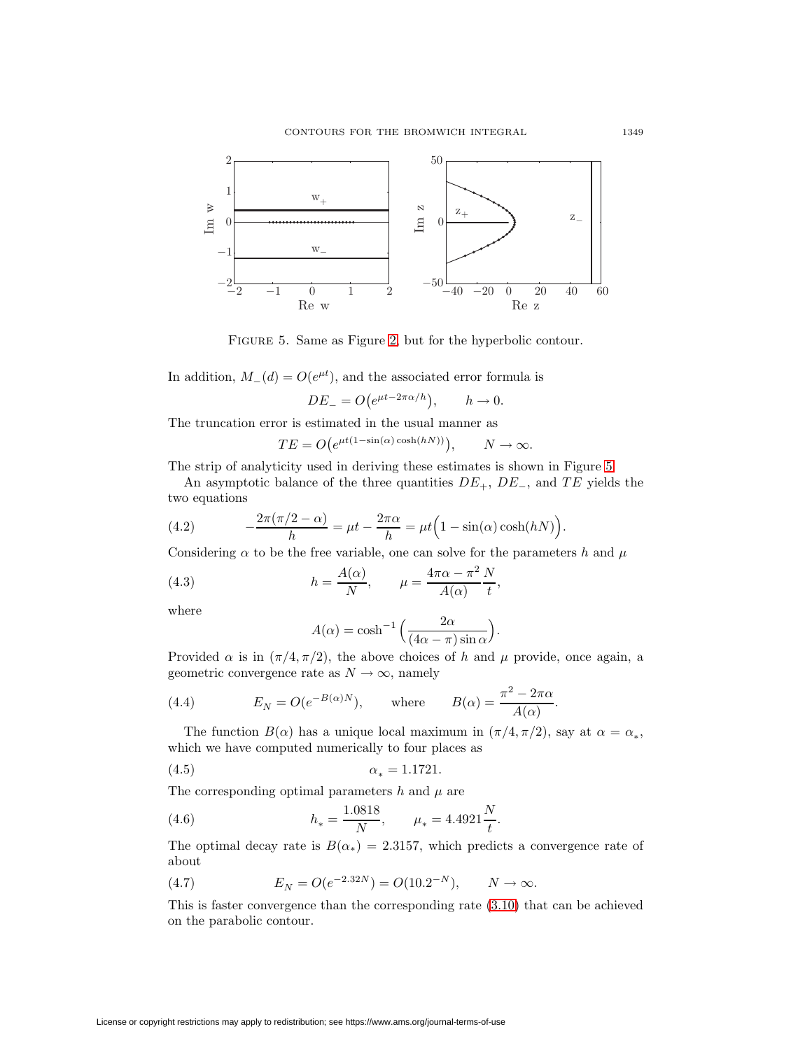Figure 5. Same as Figure 2, but for the hyperbolic contour.

In addition, $M_-(d) = O(e^{\mu t})$, and the associated error formula is

$$DE_- = O\big(e^{\mu t - 2\pi\alpha/h}\big), \qquad h \to 0.$$

The truncation error is estimated in the usual manner as

$$TE = O\big(e^{\mu t(1-\sin(\alpha)\cosh(hN))}\big), \qquad N \to \infty.$$

The strip of analyticity used in deriving these estimates is shown in Figure 5.

An asymptotic balance of the three quantities $DE_+$, $DE_-$, and $TE$ yields the two equations

$$-\frac{2\pi(\pi/2-\alpha)}{h} = \mu t - \frac{2\pi\alpha}{h} = \mu t\Big(1 - \sin(\alpha)\cosh(hN)\Big). \tag{4.2}$$

Considering $\alpha$ to be the free variable, one can solve for the parameters $h$ and $\mu$

$$h = \frac{A(\alpha)}{N}, \qquad \mu = \frac{4\pi\alpha - \pi^2}{A(\alpha)}\frac{N}{t}, \tag{4.3}$$

where

$$A(\alpha) = \cosh^{-1}\Big(\frac{2\alpha}{(4\alpha-\pi)\sin\alpha}\Big).$$

Provided $\alpha$ is in $(\pi/4, \pi/2)$, the above choices of $h$ and $\mu$ provide, once again, a geometric convergence rate as $N \to \infty$, namely

$$E_N = O(e^{-B(\alpha)N}), \qquad \text{where} \qquad B(\alpha) = \frac{\pi^2 - 2\pi\alpha}{A(\alpha)}. \tag{4.4}$$

The function $B(\alpha)$ has a unique local maximum in $(\pi/4, \pi/2)$, say at $\alpha = \alpha_*$, which we have computed numerically to four places as

$$\alpha_* = 1.1721. \tag{4.5}$$

The corresponding optimal parameters $h$ and $\mu$ are

$$h_* = \frac{1.0818}{N}, \qquad \mu_* = 4.4921\frac{N}{t}. \tag{4.6}$$

The optimal decay rate is $B(\alpha_*) = 2.3157$, which predicts a convergence rate of about

$$E_N = O(e^{-2.32N}) = O(10.2^{-N}), \qquad N \to \infty. \tag{4.7}$$

This is faster convergence than the corresponding rate (3.10) that can be achieved on the parabolic contour.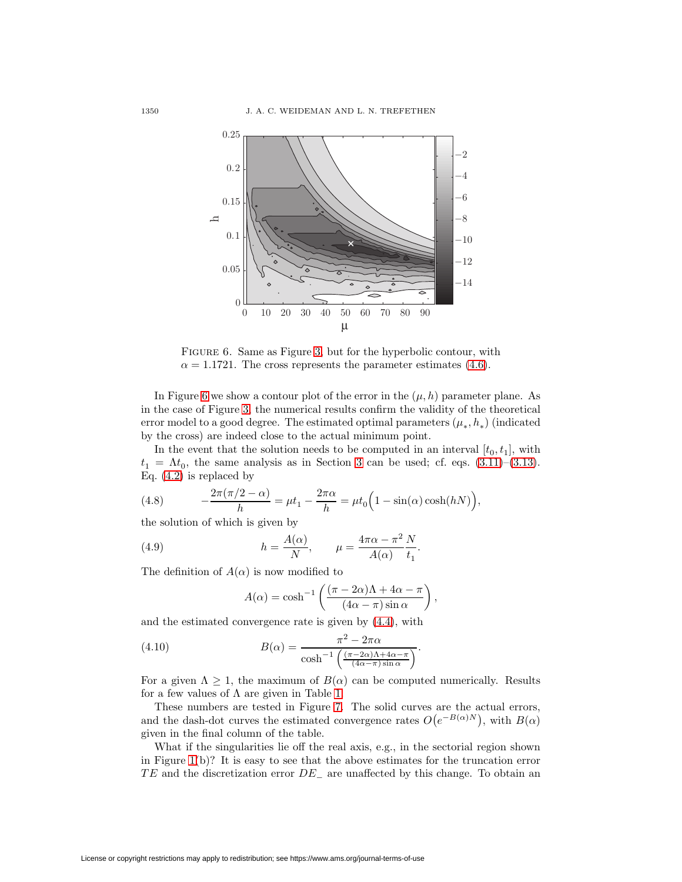FIGURE 6. Same as Figure 3, but for the hyperbolic contour, with $\alpha = 1.1721$. The cross represents the parameter estimates (4.6).

In Figure 6 we show a contour plot of the error in the $(\mu, h)$ parameter plane. As in the case of Figure 3, the numerical results confirm the validity of the theoretical error model to a good degree. The estimated optimal parameters $(\mu_*, h_*)$ (indicated by the cross) are indeed close to the actual minimum point.

In the event that the solution needs to be computed in an interval $[t_0, t_1]$, with $t_1 = \Lambda t_0$, the same analysis as in Section 3 can be used; cf. eqs. (3.11)–(3.13). Eq. (4.2) is replaced by

$$-\frac{2\pi(\pi/2-\alpha)}{h} = \mu t_1 - \frac{2\pi\alpha}{h} = \mu t_0\Big(1 - \sin(\alpha)\cosh(hN)\Big), \tag{4.8}$$

the solution of which is given by

$$h = \frac{A(\alpha)}{N}, \qquad \mu = \frac{4\pi\alpha - \pi^2}{A(\alpha)}\frac{N}{t_1}. \tag{4.9}$$

The definition of $A(\alpha)$ is now modified to

$$A(\alpha) = \cosh^{-1}\left(\frac{(\pi - 2\alpha)\Lambda + 4\alpha - \pi}{(4\alpha - \pi)\sin\alpha}\right),$$

and the estimated convergence rate is given by (4.4), with

$$B(\alpha) = \frac{\pi^2 - 2\pi\alpha}{\cosh^{-1}\left(\frac{(\pi-2\alpha)\Lambda + 4\alpha - \pi}{(4\alpha-\pi)\sin\alpha}\right)}. \tag{4.10}$$

For a given $\Lambda \geq 1$, the maximum of $B(\alpha)$ can be computed numerically. Results for a few values of $\Lambda$ are given in Table 1.

These numbers are tested in Figure 7. The solid curves are the actual errors, and the dash-dot curves the estimated convergence rates $O\big(e^{-B(\alpha)N}\big)$, with $B(\alpha)$ given in the final column of the table.

What if the singularities lie off the real axis, e.g., in the sectorial region shown in Figure 1(b)? It is easy to see that the above estimates for the truncation error $TE$ and the discretization error $DE_-$ are unaffected by this change. To obtain an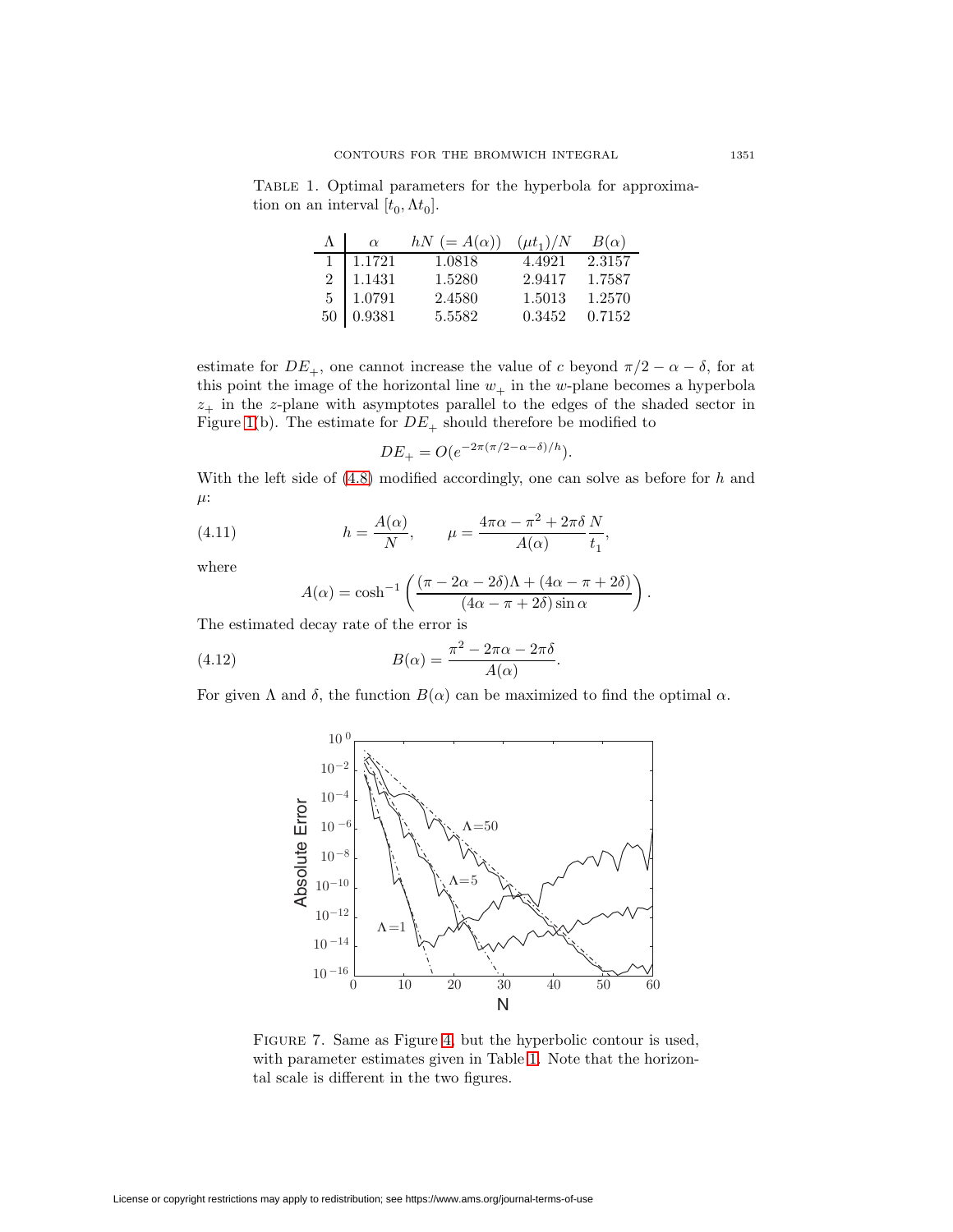TABLE 1. Optimal parameters for the hyperbola for approximation on an interval $[t_0, \Lambda t_0]$.

| $\Lambda$ | $\alpha$ | $hN$ $(= A(\alpha))$ | $(\mu t_1)/N$ | $B(\alpha)$ |
|---|---|---|---|---|
| 1 | 1.1721 | 1.0818 | 4.4921 | 2.3157 |
| 2 | 1.1431 | 1.5280 | 2.9417 | 1.7587 |
| 5 | 1.0791 | 2.4580 | 1.5013 | 1.2570 |
| 50 | 0.9381 | 5.5582 | 0.3452 | 0.7152 |

estimate for $DE_+$, one cannot increase the value of $c$ beyond $\pi/2 - \alpha - \delta$, for at this point the image of the horizontal line $w_+$ in the $w$-plane becomes a hyperbola $z_+$ in the $z$-plane with asymptotes parallel to the edges of the shaded sector in Figure 1(b). The estimate for $DE_+$ should therefore be modified to

$$DE_+ = O(e^{-2\pi(\pi/2-\alpha-\delta)/h}).$$

With the left side of (4.8) modified accordingly, one can solve as before for $h$ and $\mu$:

$$h = \frac{A(\alpha)}{N}, \qquad \mu = \frac{4\pi\alpha - \pi^2 + 2\pi\delta}{A(\alpha)} \frac{N}{t_1}, \tag{4.11}$$

where

$$A(\alpha) = \cosh^{-1}\left(\frac{(\pi - 2\alpha - 2\delta)\Lambda + (4\alpha - \pi + 2\delta)}{(4\alpha - \pi + 2\delta)\sin\alpha}\right).$$

The estimated decay rate of the error is

$$B(\alpha) = \frac{\pi^2 - 2\pi\alpha - 2\pi\delta}{A(\alpha)}. \tag{4.12}$$

For given $\Lambda$ and $\delta$, the function $B(\alpha)$ can be maximized to find the optimal $\alpha$.

FIGURE 7. Same as Figure 4, but the hyperbolic contour is used, with parameter estimates given in Table 1. Note that the horizontal scale is different in the two figures.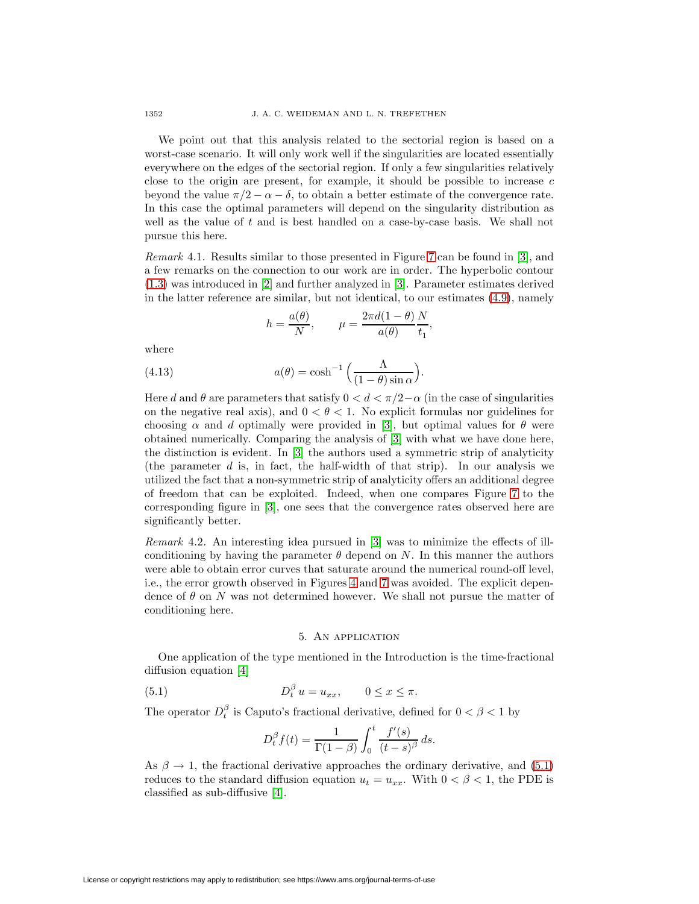We point out that this analysis related to the sectorial region is based on a worst-case scenario. It will only work well if the singularities are located essentially everywhere on the edges of the sectorial region. If only a few singularities relatively close to the origin are present, for example, it should be possible to increase $c$ beyond the value $\pi/2 - \alpha - \delta$, to obtain a better estimate of the convergence rate. In this case the optimal parameters will depend on the singularity distribution as well as the value of $t$ and is best handled on a case-by-case basis. We shall not pursue this here.

*Remark* 4.1. Results similar to those presented in Figure 7 can be found in [3], and a few remarks on the connection to our work are in order. The hyperbolic contour (1.3) was introduced in [2] and further analyzed in [3]. Parameter estimates derived in the latter reference are similar, but not identical, to our estimates (4.9), namely

$$h = \frac{a(\theta)}{N}, \qquad \mu = \frac{2\pi d(1-\theta)}{a(\theta)} \frac{N}{t_1},$$

where

$$a(\theta) = \cosh^{-1}\Big(\frac{\Lambda}{(1-\theta)\sin\alpha}\Big). \tag{4.13}$$

Here $d$ and $\theta$ are parameters that satisfy $0 < d < \pi/2 - \alpha$ (in the case of singularities on the negative real axis), and $0 < \theta < 1$. No explicit formulas nor guidelines for choosing $\alpha$ and $d$ optimally were provided in [3], but optimal values for $\theta$ were obtained numerically. Comparing the analysis of [3] with what we have done here, the distinction is evident. In [3] the authors used a symmetric strip of analyticity (the parameter $d$ is, in fact, the half-width of that strip). In our analysis we utilized the fact that a non-symmetric strip of analyticity offers an additional degree of freedom that can be exploited. Indeed, when one compares Figure 7 to the corresponding figure in [3], one sees that the convergence rates observed here are significantly better.

*Remark* 4.2. An interesting idea pursued in [3] was to minimize the effects of ill-conditioning by having the parameter $\theta$ depend on $N$. In this manner the authors were able to obtain error curves that saturate around the numerical round-off level, i.e., the error growth observed in Figures 4 and 7 was avoided. The explicit dependence of $\theta$ on $N$ was not determined however. We shall not pursue the matter of conditioning here.

## 5. An application

One application of the type mentioned in the Introduction is the time-fractional diffusion equation [4]

$$D_t^\beta u = u_{xx}, \qquad 0 \le x \le \pi. \tag{5.1}$$

The operator $D_t^\beta$ is Caputo's fractional derivative, defined for $0 < \beta < 1$ by

$$D_t^\beta f(t) = \frac{1}{\Gamma(1-\beta)} \int_0^t \frac{f'(s)}{(t-s)^\beta}\, ds.$$

As $\beta \to 1$, the fractional derivative approaches the ordinary derivative, and (5.1) reduces to the standard diffusion equation $u_t = u_{xx}$. With $0 < \beta < 1$, the PDE is classified as sub-diffusive [4].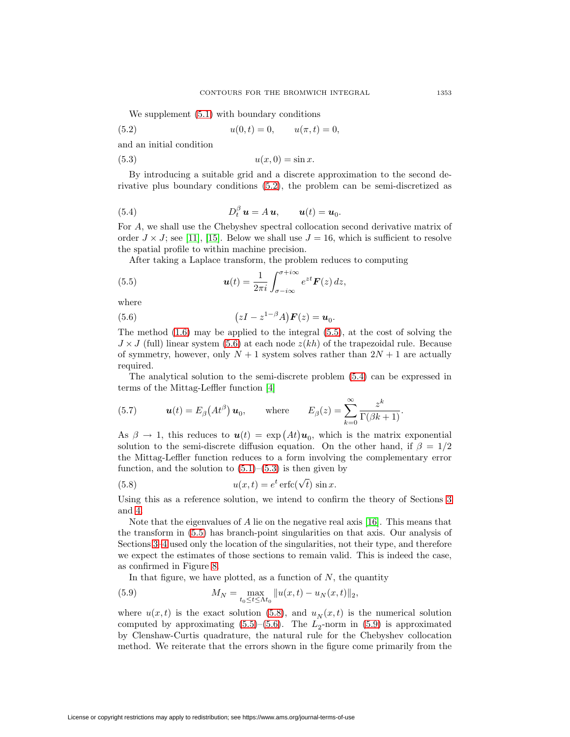We supplement (5.1) with boundary conditions

$$u(0,t) = 0, \qquad u(\pi,t) = 0, \tag{5.2}$$

and an initial condition

$$u(x,0) = \sin x. \tag{5.3}$$

By introducing a suitable grid and a discrete approximation to the second derivative plus boundary conditions (5.2), the problem can be semi-discretized as

$$D_t^\beta \boldsymbol{u} = A\,\boldsymbol{u}, \qquad \boldsymbol{u}(t) = \boldsymbol{u}_0. \tag{5.4}$$

For $A$, we shall use the Chebyshev spectral collocation second derivative matrix of order $J \times J$; see [11], [15]. Below we shall use $J = 16$, which is sufficient to resolve the spatial profile to within machine precision.

After taking a Laplace transform, the problem reduces to computing

$$\boldsymbol{u}(t) = \frac{1}{2\pi i}\int_{\sigma - i\infty}^{\sigma + i\infty} e^{zt}\boldsymbol{F}(z)\,dz, \tag{5.5}$$

where

$$\big(zI - z^{1-\beta}A\big)\boldsymbol{F}(z) = \boldsymbol{u}_0. \tag{5.6}$$

The method (1.6) may be applied to the integral (5.5), at the cost of solving the $J \times J$ (full) linear system (5.6) at each node $z(kh)$ of the trapezoidal rule. Because of symmetry, however, only $N+1$ system solves rather than $2N+1$ are actually required.

The analytical solution to the semi-discrete problem (5.4) can be expressed in terms of the Mittag-Leffler function [4]

$$\boldsymbol{u}(t) = E_\beta\big(At^\beta\big)\,\boldsymbol{u}_0, \qquad \text{where} \qquad E_\beta(z) = \sum_{k=0}^{\infty}\frac{z^k}{\Gamma(\beta k + 1)}. \tag{5.7}$$

As $\beta \to 1$, this reduces to $\boldsymbol{u}(t) = \exp\big(At\big)\boldsymbol{u}_0$, which is the matrix exponential solution to the semi-discrete diffusion equation. On the other hand, if $\beta = 1/2$ the Mittag-Leffler function reduces to a form involving the complementary error function, and the solution to (5.1)–(5.3) is then given by

$$u(x,t) = e^t \operatorname{erfc}(\sqrt{t})\,\sin x. \tag{5.8}$$

Using this as a reference solution, we intend to confirm the theory of Sections 3 and 4.

Note that the eigenvalues of $A$ lie on the negative real axis [16]. This means that the transform in (5.5) has branch-point singularities on that axis. Our analysis of Sections 3–4 used only the location of the singularities, not their type, and therefore we expect the estimates of those sections to remain valid. This is indeed the case, as confirmed in Figure 8.

In that figure, we have plotted, as a function of $N$, the quantity

$$M_N = \max_{t_0 \le t \le \Lambda t_0} \|u(x,t) - u_N(x,t)\|_2, \tag{5.9}$$

where $u(x,t)$ is the exact solution (5.8), and $u_N(x,t)$ is the numerical solution computed by approximating (5.5)–(5.6). The $L_2$-norm in (5.9) is approximated by Clenshaw-Curtis quadrature, the natural rule for the Chebyshev collocation method. We reiterate that the errors shown in the figure come primarily from the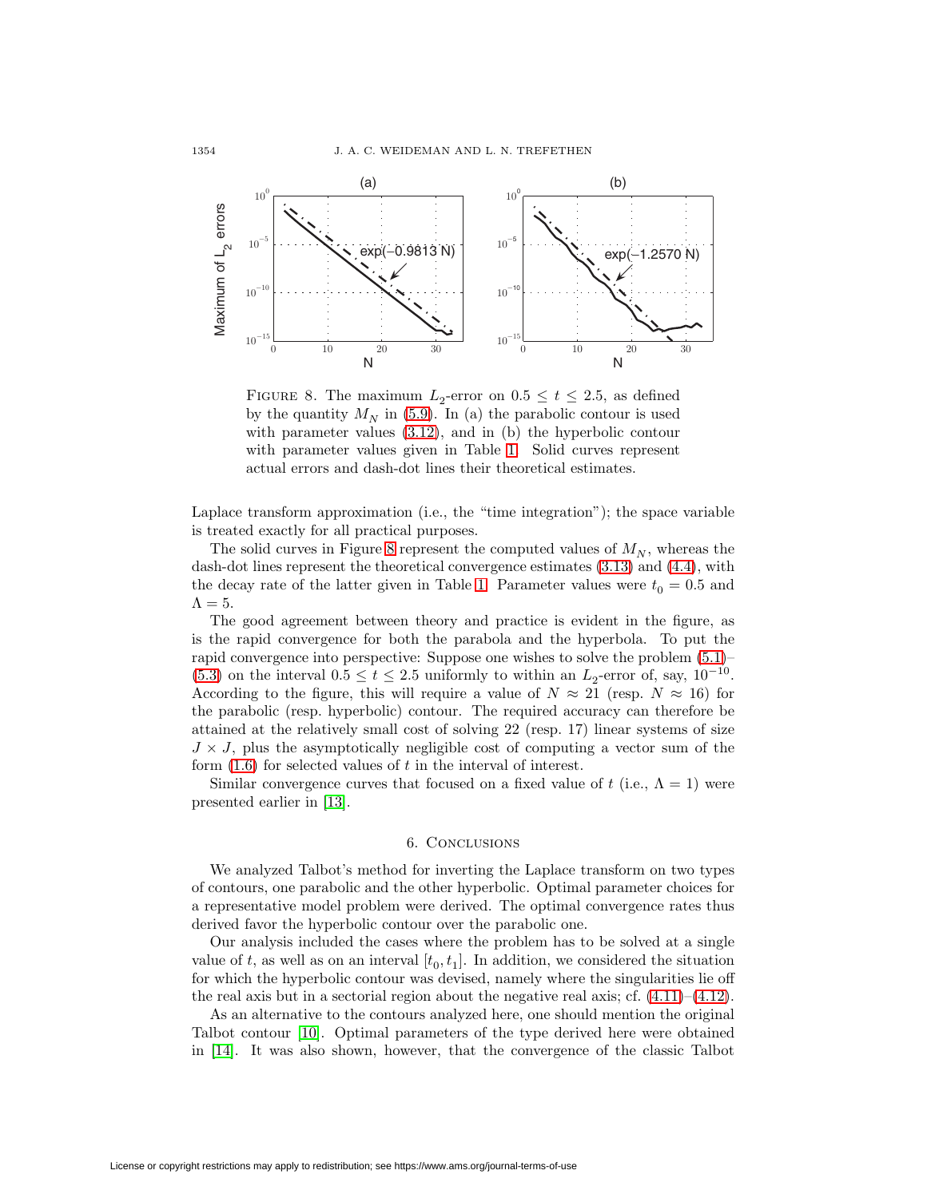FIGURE 8. The maximum $L_2$-error on $0.5 \le t \le 2.5$, as defined by the quantity $M_N$ in (5.9). In (a) the parabolic contour is used with parameter values (3.12), and in (b) the hyperbolic contour with parameter values given in Table 1. Solid curves represent actual errors and dash-dot lines their theoretical estimates.

Laplace transform approximation (i.e., the "time integration"); the space variable is treated exactly for all practical purposes.

The solid curves in Figure 8 represent the computed values of $M_N$, whereas the dash-dot lines represent the theoretical convergence estimates (3.13) and (4.4), with the decay rate of the latter given in Table 1. Parameter values were $t_0 = 0.5$ and $\Lambda = 5$.

The good agreement between theory and practice is evident in the figure, as is the rapid convergence for both the parabola and the hyperbola. To put the rapid convergence into perspective: Suppose one wishes to solve the problem (5.1)–(5.3) on the interval $0.5 \le t \le 2.5$ uniformly to within an $L_2$-error of, say, $10^{-10}$. According to the figure, this will require a value of $N \approx 21$ (resp. $N \approx 16$) for the parabolic (resp. hyperbolic) contour. The required accuracy can therefore be attained at the relatively small cost of solving 22 (resp. 17) linear systems of size $J \times J$, plus the asymptotically negligible cost of computing a vector sum of the form (1.6) for selected values of $t$ in the interval of interest.

Similar convergence curves that focused on a fixed value of $t$ (i.e., $\Lambda = 1$) were presented earlier in [13].

## 6. Conclusions

We analyzed Talbot's method for inverting the Laplace transform on two types of contours, one parabolic and the other hyperbolic. Optimal parameter choices for a representative model problem were derived. The optimal convergence rates thus derived favor the hyperbolic contour over the parabolic one.

Our analysis included the cases where the problem has to be solved at a single value of $t$, as well as on an interval $[t_0, t_1]$. In addition, we considered the situation for which the hyperbolic contour was devised, namely where the singularities lie off the real axis but in a sectorial region about the negative real axis; cf. (4.11)–(4.12).

As an alternative to the contours analyzed here, one should mention the original Talbot contour [10]. Optimal parameters of the type derived here were obtained in [14]. It was also shown, however, that the convergence of the classic Talbot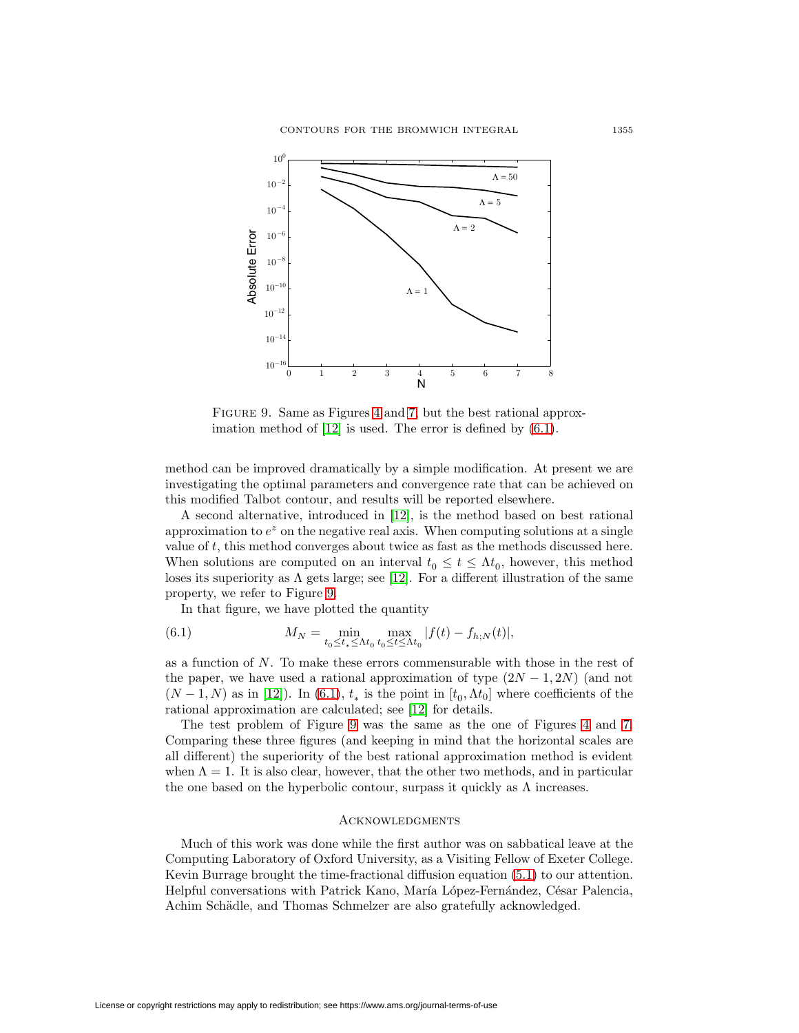FIGURE 9. Same as Figures 4 and 7, but the best rational approximation method of [12] is used. The error is defined by (6.1).

method can be improved dramatically by a simple modification. At present we are investigating the optimal parameters and convergence rate that can be achieved on this modified Talbot contour, and results will be reported elsewhere.

A second alternative, introduced in [12], is the method based on best rational approximation to $e^z$ on the negative real axis. When computing solutions at a single value of $t$, this method converges about twice as fast as the methods discussed here. When solutions are computed on an interval $t_0 \le t \le \Lambda t_0$, however, this method loses its superiority as $\Lambda$ gets large; see [12]. For a different illustration of the same property, we refer to Figure 9.

In that figure, we have plotted the quantity

$$M_N = \min_{t_0 \le t_* \le \Lambda t_0} \max_{t_0 \le t \le \Lambda t_0} |f(t) - f_{h;N}(t)|, \tag{6.1}$$

as a function of $N$. To make these errors commensurable with those in the rest of the paper, we have used a rational approximation of type $(2N-1, 2N)$ (and not $(N-1, N)$ as in [12]). In (6.1), $t_*$ is the point in $[t_0, \Lambda t_0]$ where coefficients of the rational approximation are calculated; see [12] for details.

The test problem of Figure 9 was the same as the one of Figures 4 and 7. Comparing these three figures (and keeping in mind that the horizontal scales are all different) the superiority of the best rational approximation method is evident when $\Lambda = 1$. It is also clear, however, that the other two methods, and in particular the one based on the hyperbolic contour, surpass it quickly as $\Lambda$ increases.

## ACKNOWLEDGMENTS

Much of this work was done while the first author was on sabbatical leave at the Computing Laboratory of Oxford University, as a Visiting Fellow of Exeter College. Kevin Burrage brought the time-fractional diffusion equation (5.1) to our attention. Helpful conversations with Patrick Kano, María López-Fernández, César Palencia, Achim Schädle, and Thomas Schmelzer are also gratefully acknowledged.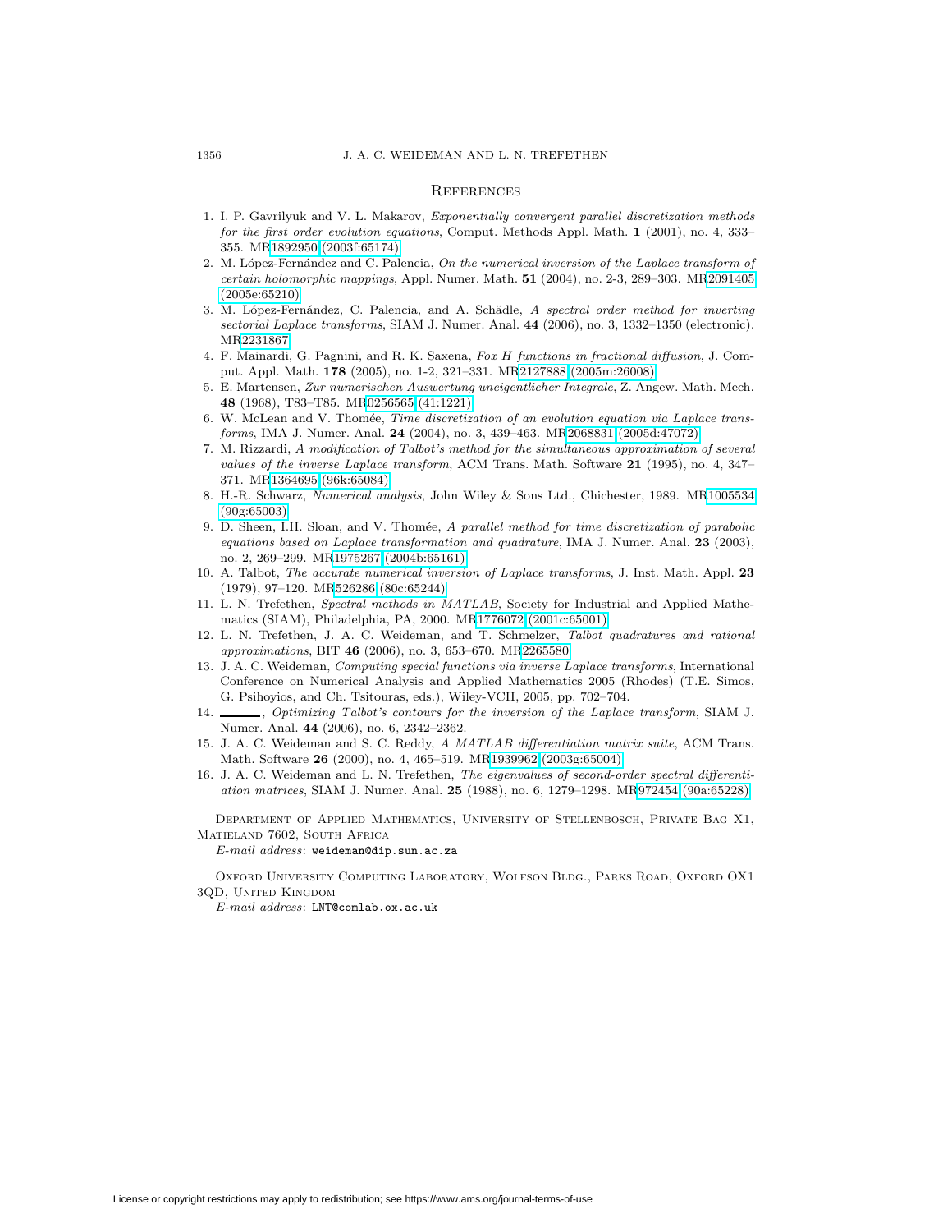## References

1. I. P. Gavrilyuk and V. L. Makarov, *Exponentially convergent parallel discretization methods for the first order evolution equations*, Comput. Methods Appl. Math. **1** (2001), no. 4, 333–355. MR1892950 (2003f:65174)
2. M. López-Fernández and C. Palencia, *On the numerical inversion of the Laplace transform of certain holomorphic mappings*, Appl. Numer. Math. **51** (2004), no. 2-3, 289–303. MR2091405 (2005e:65210)
3. M. López-Fernández, C. Palencia, and A. Schädle, *A spectral order method for inverting sectorial Laplace transforms*, SIAM J. Numer. Anal. **44** (2006), no. 3, 1332–1350 (electronic). MR2231867
4. F. Mainardi, G. Pagnini, and R. K. Saxena, *Fox H functions in fractional diffusion*, J. Comput. Appl. Math. **178** (2005), no. 1-2, 321–331. MR2127888 (2005m:26008)
5. E. Martensen, *Zur numerischen Auswertung uneigentlicher Integrale*, Z. Angew. Math. Mech. **48** (1968), T83–T85. MR0256565 (41:1221)
6. W. McLean and V. Thomée, *Time discretization of an evolution equation via Laplace transforms*, IMA J. Numer. Anal. **24** (2004), no. 3, 439–463. MR2068831 (2005d:47072)
7. M. Rizzardi, *A modification of Talbot's method for the simultaneous approximation of several values of the inverse Laplace transform*, ACM Trans. Math. Software **21** (1995), no. 4, 347–371. MR1364695 (96k:65084)
8. H.-R. Schwarz, *Numerical analysis*, John Wiley & Sons Ltd., Chichester, 1989. MR1005534 (90g:65003)
9. D. Sheen, I.H. Sloan, and V. Thomée, *A parallel method for time discretization of parabolic equations based on Laplace transformation and quadrature*, IMA J. Numer. Anal. **23** (2003), no. 2, 269–299. MR1975267 (2004b:65161)
10. A. Talbot, *The accurate numerical inversion of Laplace transforms*, J. Inst. Math. Appl. **23** (1979), 97–120. MR526286 (80c:65244)
11. L. N. Trefethen, *Spectral methods in MATLAB*, Society for Industrial and Applied Mathematics (SIAM), Philadelphia, PA, 2000. MR1776072 (2001c:65001)
12. L. N. Trefethen, J. A. C. Weideman, and T. Schmelzer, *Talbot quadratures and rational approximations*, BIT **46** (2006), no. 3, 653–670. MR2265580
13. J. A. C. Weideman, *Computing special functions via inverse Laplace transforms*, International Conference on Numerical Analysis and Applied Mathematics 2005 (Rhodes) (T.E. Simos, G. Psihoyios, and Ch. Tsitouras, eds.), Wiley-VCH, 2005, pp. 702–704.
14. ______, *Optimizing Talbot's contours for the inversion of the Laplace transform*, SIAM J. Numer. Anal. **44** (2006), no. 6, 2342–2362.
15. J. A. C. Weideman and S. C. Reddy, *A MATLAB differentiation matrix suite*, ACM Trans. Math. Software **26** (2000), no. 4, 465–519. MR1939962 (2003g:65004)
16. J. A. C. Weideman and L. N. Trefethen, *The eigenvalues of second-order spectral differentiation matrices*, SIAM J. Numer. Anal. **25** (1988), no. 6, 1279–1298. MR972454 (90a:65228)

Department of Applied Mathematics, University of Stellenbosch, Private Bag X1, Matieland 7602, South Africa

*E-mail address*: `weideman@dip.sun.ac.za`

Oxford University Computing Laboratory, Wolfson Bldg., Parks Road, Oxford OX1 3QD, United Kingdom

*E-mail address*: `LNT@comlab.ox.ac.uk`